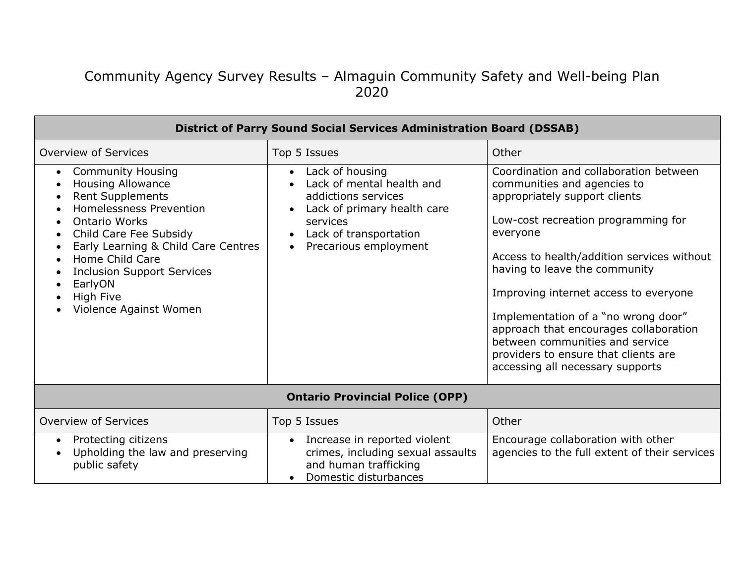# Community Agency Survey Results – Almaguin Community Safety and Well-being Plan 2020

| District of Parry Sound Social Services Administration Board (DSSAB) | | |
|---|---|---|
| Overview of Services | Top 5 Issues | Other |
| • Community Housing<br>• Housing Allowance<br>• Rent Supplements<br>• Homelessness Prevention<br>• Ontario Works<br>• Child Care Fee Subsidy<br>• Early Learning & Child Care Centres<br>• Home Child Care<br>• Inclusion Support Services<br>• EarlyON<br>• High Five<br>• Violence Against Women | • Lack of housing<br>• Lack of mental health and addictions services<br>• Lack of primary health care services<br>• Lack of transportation<br>• Precarious employment | Coordination and collaboration between communities and agencies to appropriately support clients<br><br>Low-cost recreation programming for everyone<br><br>Access to health/addition services without having to leave the community<br><br>Improving internet access to everyone<br><br>Implementation of a "no wrong door" approach that encourages collaboration between communities and service providers to ensure that clients are accessing all necessary supports |
| **Ontario Provincial Police (OPP)** | | |
| Overview of Services | Top 5 Issues | Other |
| • Protecting citizens<br>• Upholding the law and preserving public safety | • Increase in reported violent crimes, including sexual assaults and human trafficking<br>• Domestic disturbances | Encourage collaboration with other agencies to the full extent of their services |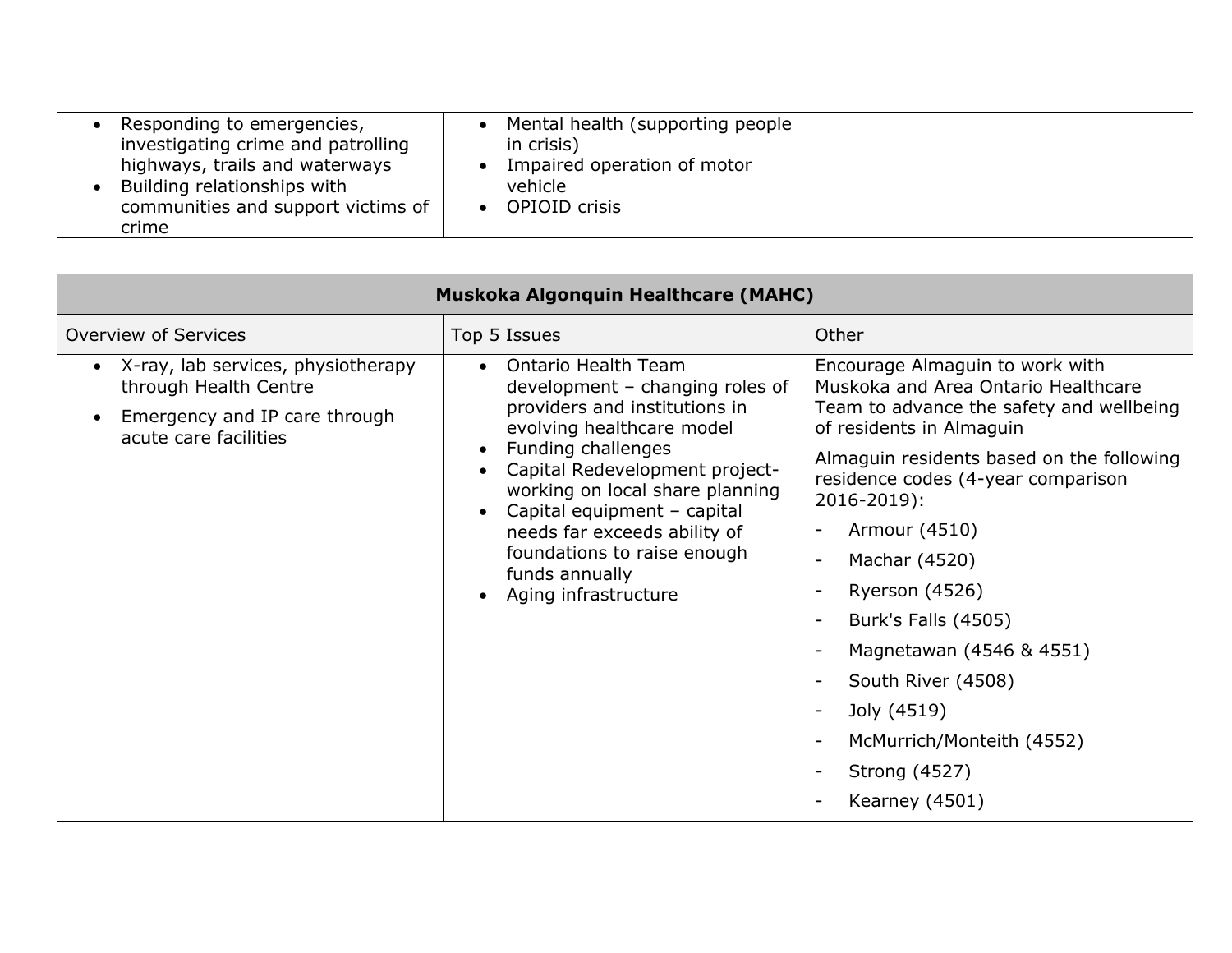| | | |
|---|---|---|
| • Responding to emergencies, investigating crime and patrolling highways, trails and waterways<br>• Building relationships with communities and support victims of crime | • Mental health (supporting people in crisis)<br>• Impaired operation of motor vehicle<br>• OPIOID crisis | |

| **Muskoka Algonquin Healthcare (MAHC)** | | |
|---|---|---|
| Overview of Services | Top 5 Issues | Other |
| • X-ray, lab services, physiotherapy through Health Centre<br>• Emergency and IP care through acute care facilities | • Ontario Health Team development – changing roles of providers and institutions in evolving healthcare model<br>• Funding challenges<br>• Capital Redevelopment project- working on local share planning<br>• Capital equipment – capital needs far exceeds ability of foundations to raise enough funds annually<br>• Aging infrastructure | Encourage Almaguin to work with Muskoka and Area Ontario Healthcare Team to advance the safety and wellbeing of residents in Almaguin<br><br>Almaguin residents based on the following residence codes (4-year comparison 2016-2019):<br>- Armour (4510)<br>- Machar (4520)<br>- Ryerson (4526)<br>- Burk's Falls (4505)<br>- Magnetawan (4546 & 4551)<br>- South River (4508)<br>- Joly (4519)<br>- McMurrich/Monteith (4552)<br>- Strong (4527)<br>- Kearney (4501) |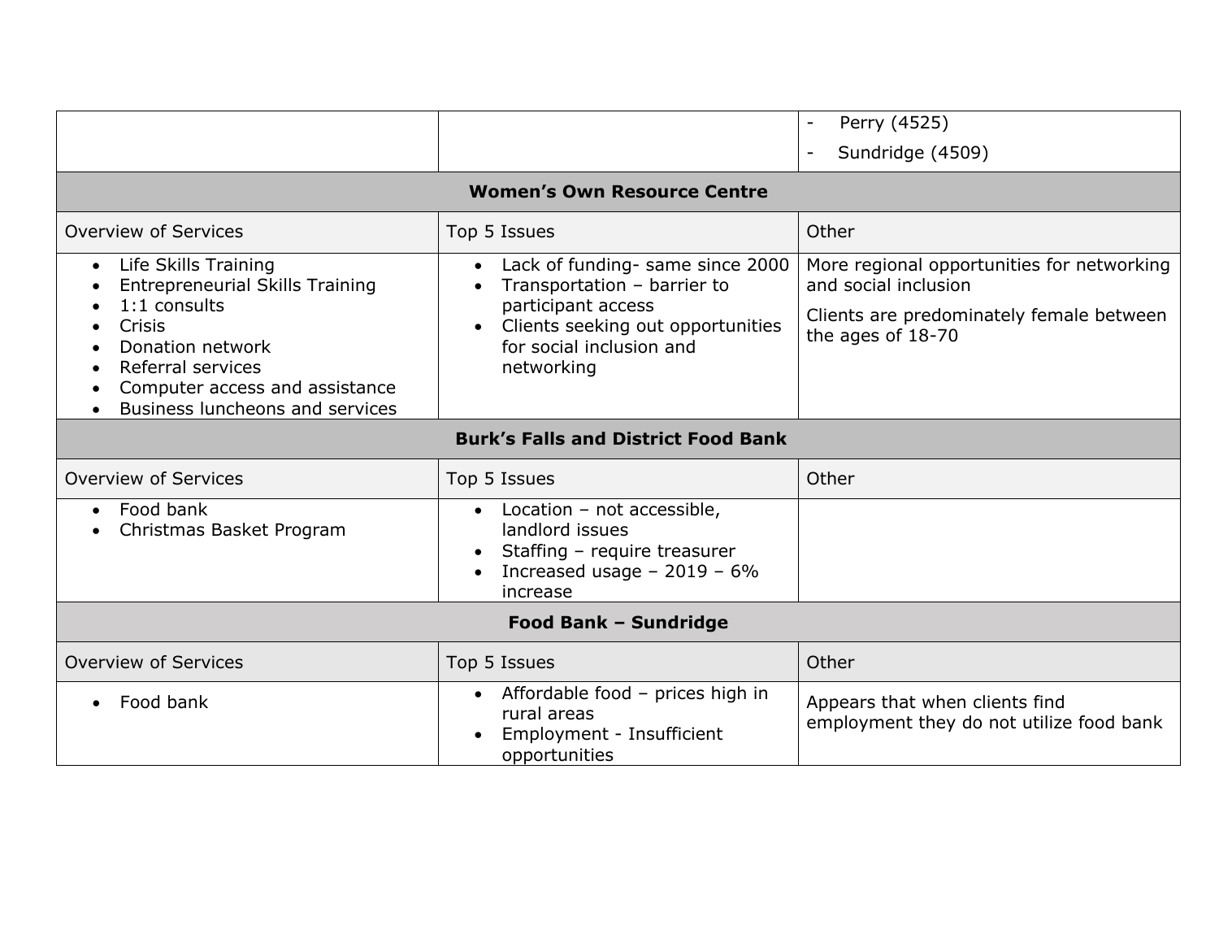| | | |
|---|---|---|
| | | - Perry (4525)<br>- Sundridge (4509) |
| **Women's Own Resource Centre** | | |
| Overview of Services | Top 5 Issues | Other |
| • Life Skills Training<br>• Entrepreneurial Skills Training<br>• 1:1 consults<br>• Crisis<br>• Donation network<br>• Referral services<br>• Computer access and assistance<br>• Business luncheons and services | • Lack of funding- same since 2000<br>• Transportation – barrier to participant access<br>• Clients seeking out opportunities for social inclusion and networking | More regional opportunities for networking and social inclusion<br>Clients are predominately female between the ages of 18-70 |
| **Burk's Falls and District Food Bank** | | |
| Overview of Services | Top 5 Issues | Other |
| • Food bank<br>• Christmas Basket Program | • Location – not accessible, landlord issues<br>• Staffing – require treasurer<br>• Increased usage – 2019 – 6% increase | |
| **Food Bank – Sundridge** | | |
| Overview of Services | Top 5 Issues | Other |
| • Food bank | • Affordable food – prices high in rural areas<br>• Employment - Insufficient opportunities | Appears that when clients find employment they do not utilize food bank |